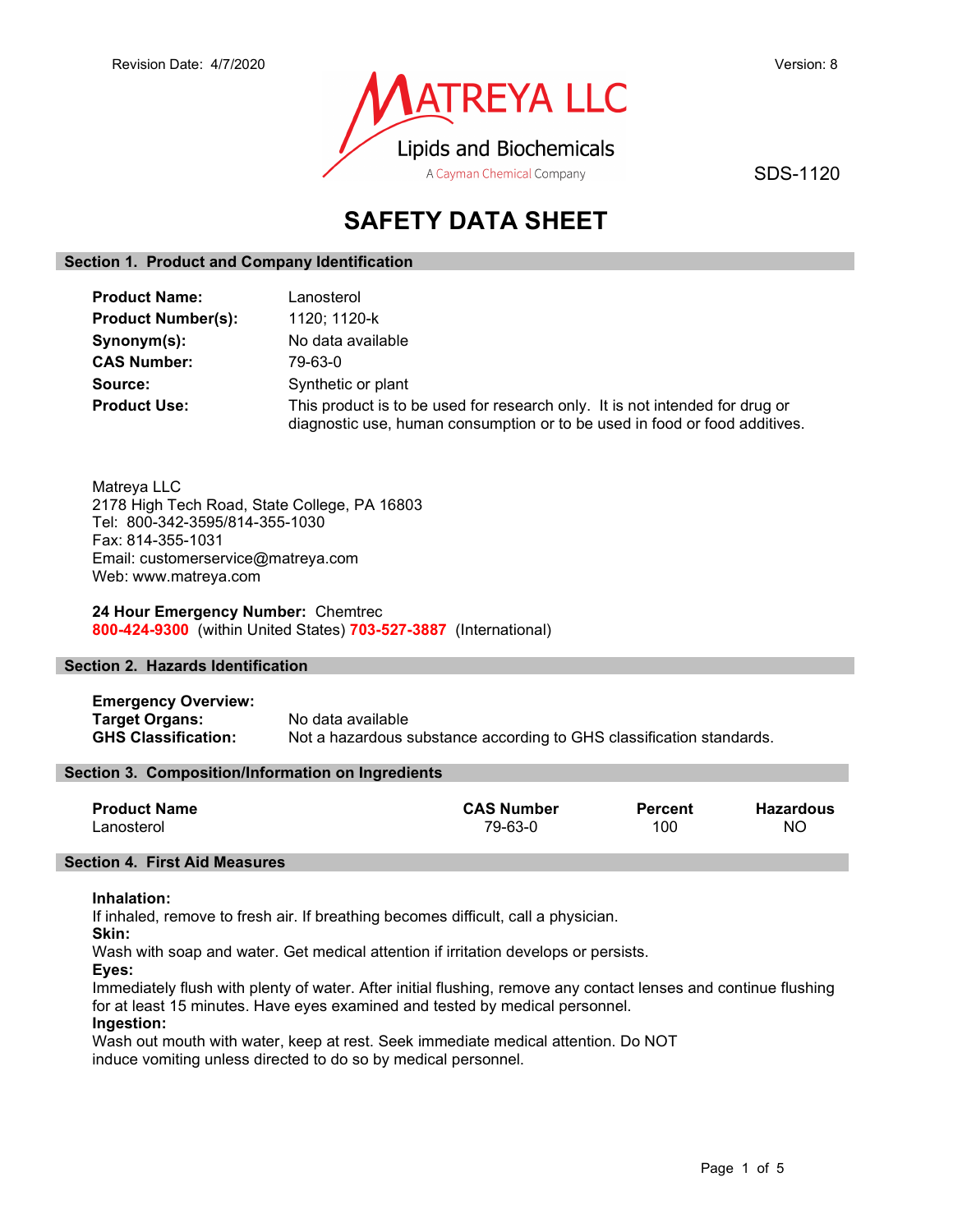Revision Date: 4/7/2020

Version: 8

MATREYA LLC
Lipids and Biochemicals
A Cayman Chemical Company

SDS-1120

# SAFETY DATA SHEET

## Section 1. Product and Company Identification

| | |
|---|---|
| **Product Name:** | Lanosterol |
| **Product Number(s):** | 1120; 1120-k |
| **Synonym(s):** | No data available |
| **CAS Number:** | 79-63-0 |
| **Source:** | Synthetic or plant |
| **Product Use:** | This product is to be used for research only. It is not intended for drug or diagnostic use, human consumption or to be used in food or food additives. |

Matreya LLC
2178 High Tech Road, State College, PA 16803
Tel: 800-342-3595/814-355-1030
Fax: 814-355-1031
Email: customerservice@matreya.com
Web: www.matreya.com

**24 Hour Emergency Number:** Chemtrec
**800-424-9300** (within United States) **703-527-3887** (International)

## Section 2. Hazards Identification

**Emergency Overview:**

| | |
|---|---|
| **Target Organs:** | No data available |
| **GHS Classification:** | Not a hazardous substance according to GHS classification standards. |

## Section 3. Composition/Information on Ingredients

| Product Name | CAS Number | Percent | Hazardous |
|---|---|---|---|
| Lanosterol | 79-63-0 | 100 | NO |

## Section 4. First Aid Measures

**Inhalation:**
If inhaled, remove to fresh air. If breathing becomes difficult, call a physician.

**Skin:**
Wash with soap and water. Get medical attention if irritation develops or persists.

**Eyes:**
Immediately flush with plenty of water. After initial flushing, remove any contact lenses and continue flushing for at least 15 minutes. Have eyes examined and tested by medical personnel.

**Ingestion:**
Wash out mouth with water, keep at rest. Seek immediate medical attention. Do NOT induce vomiting unless directed to do so by medical personnel.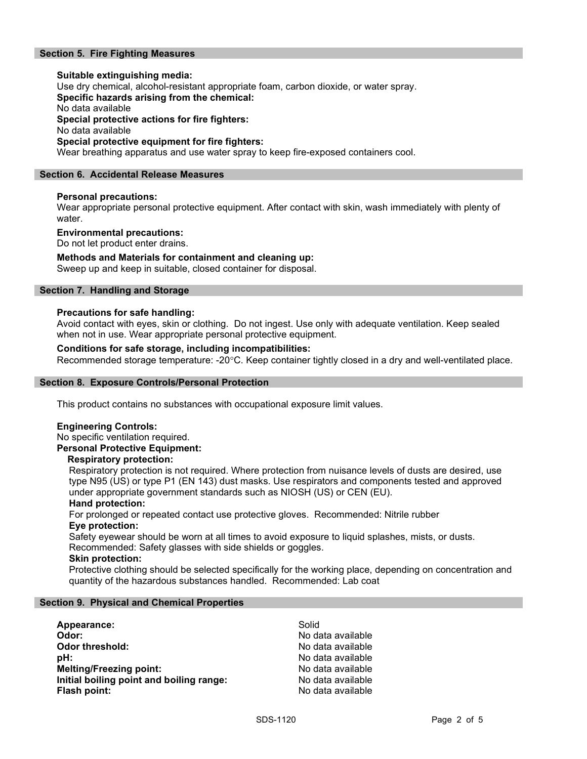## Section 5. Fire Fighting Measures

**Suitable extinguishing media:**
Use dry chemical, alcohol-resistant appropriate foam, carbon dioxide, or water spray.
**Specific hazards arising from the chemical:**
No data available
**Special protective actions for fire fighters:**
No data available
**Special protective equipment for fire fighters:**
Wear breathing apparatus and use water spray to keep fire-exposed containers cool.

## Section 6. Accidental Release Measures

**Personal precautions:**
Wear appropriate personal protective equipment. After contact with skin, wash immediately with plenty of water.

**Environmental precautions:**
Do not let product enter drains.

**Methods and Materials for containment and cleaning up:**
Sweep up and keep in suitable, closed container for disposal.

## Section 7. Handling and Storage

**Precautions for safe handling:**
Avoid contact with eyes, skin or clothing. Do not ingest. Use only with adequate ventilation. Keep sealed when not in use. Wear appropriate personal protective equipment.

**Conditions for safe storage, including incompatibilities:**
Recommended storage temperature: -20°C. Keep container tightly closed in a dry and well-ventilated place.

## Section 8. Exposure Controls/Personal Protection

This product contains no substances with occupational exposure limit values.

**Engineering Controls:**
No specific ventilation required.
**Personal Protective Equipment:**

**Respiratory protection:**
Respiratory protection is not required. Where protection from nuisance levels of dusts are desired, use type N95 (US) or type P1 (EN 143) dust masks. Use respirators and components tested and approved under appropriate government standards such as NIOSH (US) or CEN (EU).
**Hand protection:**
For prolonged or repeated contact use protective gloves. Recommended: Nitrile rubber
**Eye protection:**
Safety eyewear should be worn at all times to avoid exposure to liquid splashes, mists, or dusts. Recommended: Safety glasses with side shields or goggles.
**Skin protection:**
Protective clothing should be selected specifically for the working place, depending on concentration and quantity of the hazardous substances handled. Recommended: Lab coat

## Section 9. Physical and Chemical Properties

| | |
|---|---|
| **Appearance:** | Solid |
| **Odor:** | No data available |
| **Odor threshold:** | No data available |
| **pH:** | No data available |
| **Melting/Freezing point:** | No data available |
| **Initial boiling point and boiling range:** | No data available |
| **Flash point:** | No data available |

SDS-1120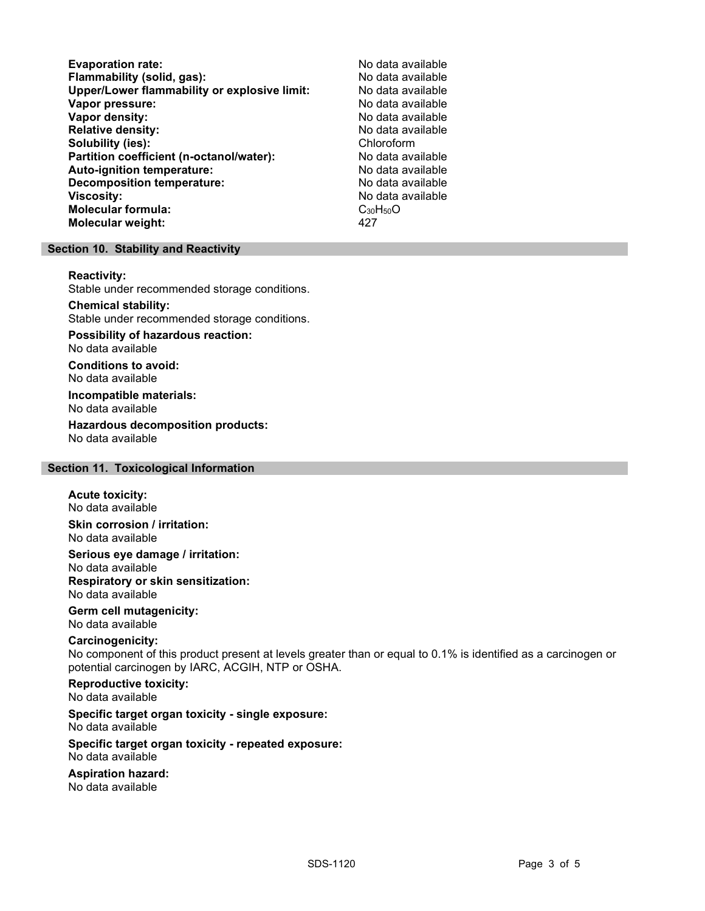| | |
|---|---|
| **Evaporation rate:** | No data available |
| **Flammability (solid, gas):** | No data available |
| **Upper/Lower flammability or explosive limit:** | No data available |
| **Vapor pressure:** | No data available |
| **Vapor density:** | No data available |
| **Relative density:** | No data available |
| **Solubility (ies):** | Chloroform |
| **Partition coefficient (n-octanol/water):** | No data available |
| **Auto-ignition temperature:** | No data available |
| **Decomposition temperature:** | No data available |
| **Viscosity:** | No data available |
| **Molecular formula:** | $C_{30}H_{50}O$ |
| **Molecular weight:** | 427 |

## Section 10. Stability and Reactivity

**Reactivity:**
Stable under recommended storage conditions.

**Chemical stability:**
Stable under recommended storage conditions.

**Possibility of hazardous reaction:**
No data available

**Conditions to avoid:**
No data available

**Incompatible materials:**
No data available

**Hazardous decomposition products:**
No data available

## Section 11. Toxicological Information

**Acute toxicity:**
No data available

**Skin corrosion / irritation:**
No data available

**Serious eye damage / irritation:**
No data available

**Respiratory or skin sensitization:**
No data available

**Germ cell mutagenicity:**
No data available

**Carcinogenicity:**
No component of this product present at levels greater than or equal to 0.1% is identified as a carcinogen or potential carcinogen by IARC, ACGIH, NTP or OSHA.

**Reproductive toxicity:**
No data available

**Specific target organ toxicity - single exposure:**
No data available

**Specific target organ toxicity - repeated exposure:**
No data available

**Aspiration hazard:**
No data available

SDS-1120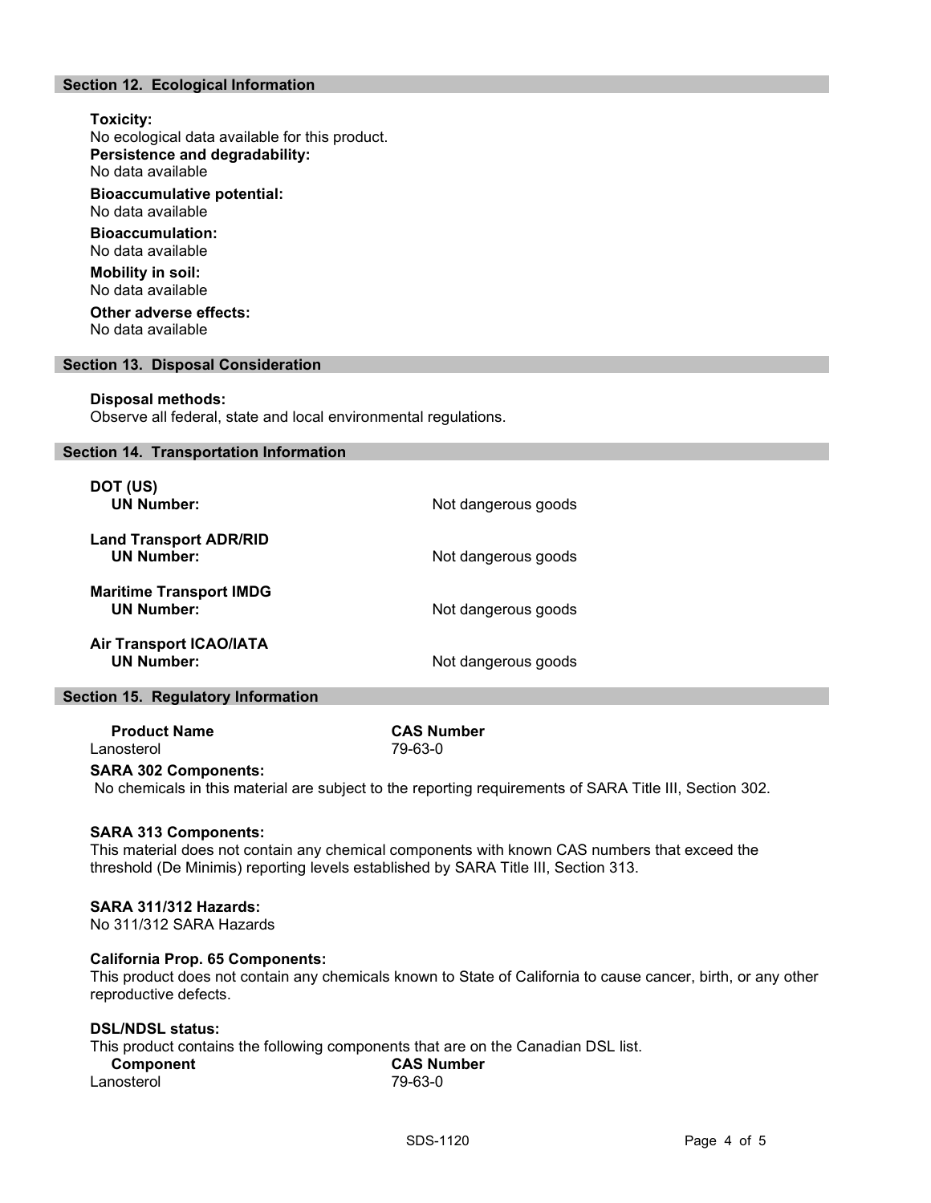## Section 12. Ecological Information

**Toxicity:**
No ecological data available for this product.

**Persistence and degradability:**
No data available

**Bioaccumulative potential:**
No data available

**Bioaccumulation:**
No data available

**Mobility in soil:**
No data available

**Other adverse effects:**
No data available

## Section 13. Disposal Consideration

**Disposal methods:**
Observe all federal, state and local environmental regulations.

## Section 14. Transportation Information

| | |
|---|---|
| **DOT (US)** | |
| **UN Number:** | Not dangerous goods |
| **Land Transport ADR/RID** | |
| **UN Number:** | Not dangerous goods |
| **Maritime Transport IMDG** | |
| **UN Number:** | Not dangerous goods |
| **Air Transport ICAO/IATA** | |
| **UN Number:** | Not dangerous goods |

## Section 15. Regulatory Information

| Product Name | CAS Number |
|---|---|
| Lanosterol | 79-63-0 |

**SARA 302 Components:**
No chemicals in this material are subject to the reporting requirements of SARA Title III, Section 302.

**SARA 313 Components:**
This material does not contain any chemical components with known CAS numbers that exceed the threshold (De Minimis) reporting levels established by SARA Title III, Section 313.

**SARA 311/312 Hazards:**
No 311/312 SARA Hazards

**California Prop. 65 Components:**
This product does not contain any chemicals known to State of California to cause cancer, birth, or any other reproductive defects.

**DSL/NDSL status:**
This product contains the following components that are on the Canadian DSL list.

| Component | CAS Number |
|---|---|
| Lanosterol | 79-63-0 |

SDS-1120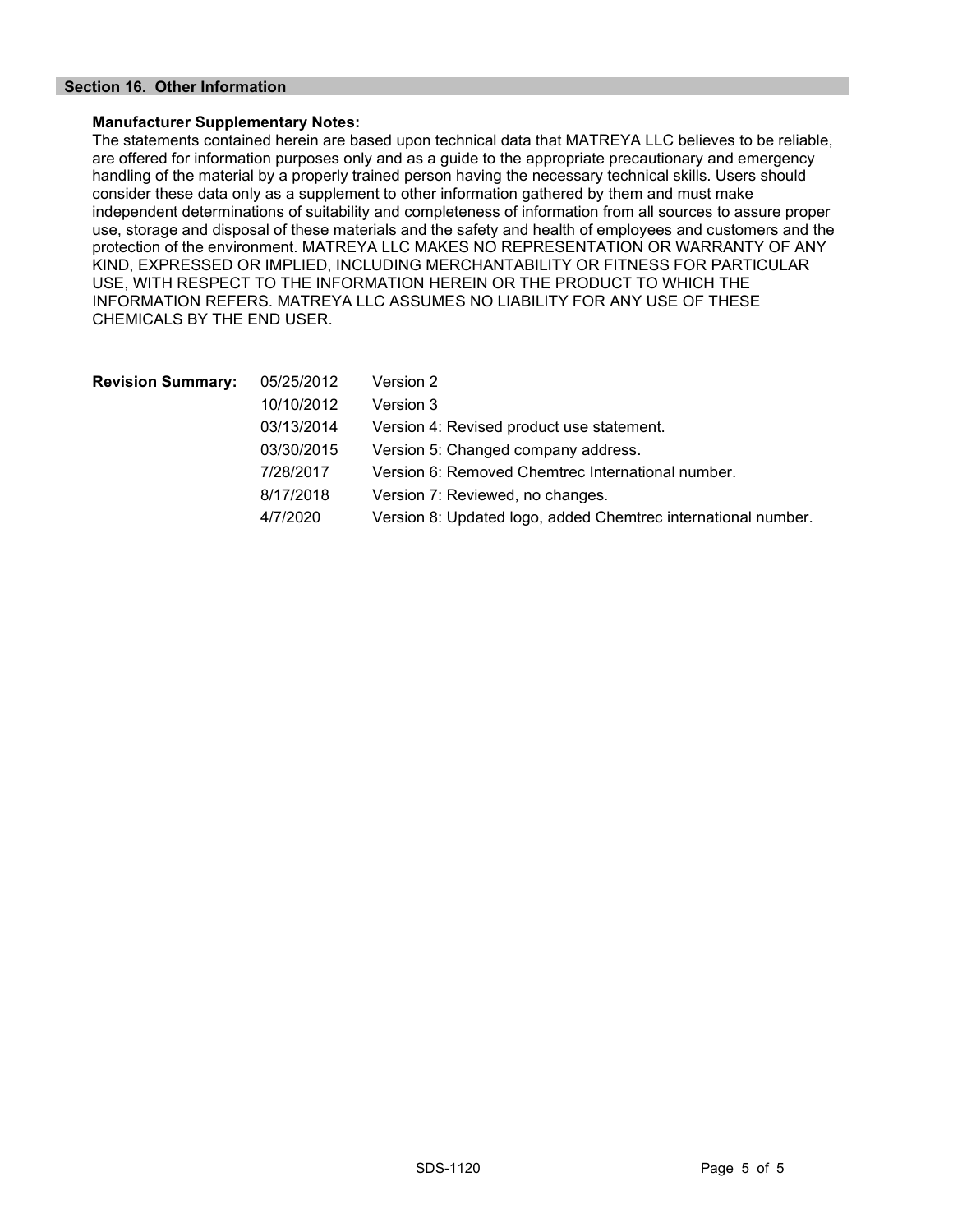## Section 16. Other Information

**Manufacturer Supplementary Notes:**

The statements contained herein are based upon technical data that MATREYA LLC believes to be reliable, are offered for information purposes only and as a guide to the appropriate precautionary and emergency handling of the material by a properly trained person having the necessary technical skills. Users should consider these data only as a supplement to other information gathered by them and must make independent determinations of suitability and completeness of information from all sources to assure proper use, storage and disposal of these materials and the safety and health of employees and customers and the protection of the environment. MATREYA LLC MAKES NO REPRESENTATION OR WARRANTY OF ANY KIND, EXPRESSED OR IMPLIED, INCLUDING MERCHANTABILITY OR FITNESS FOR PARTICULAR USE, WITH RESPECT TO THE INFORMATION HEREIN OR THE PRODUCT TO WHICH THE INFORMATION REFERS. MATREYA LLC ASSUMES NO LIABILITY FOR ANY USE OF THESE CHEMICALS BY THE END USER.

| | | |
|---|---|---|
| **Revision Summary:** | 05/25/2012 | Version 2 |
| | 10/10/2012 | Version 3 |
| | 03/13/2014 | Version 4: Revised product use statement. |
| | 03/30/2015 | Version 5: Changed company address. |
| | 7/28/2017 | Version 6: Removed Chemtrec International number. |
| | 8/17/2018 | Version 7: Reviewed, no changes. |
| | 4/7/2020 | Version 8: Updated logo, added Chemtrec international number. |

SDS-1120